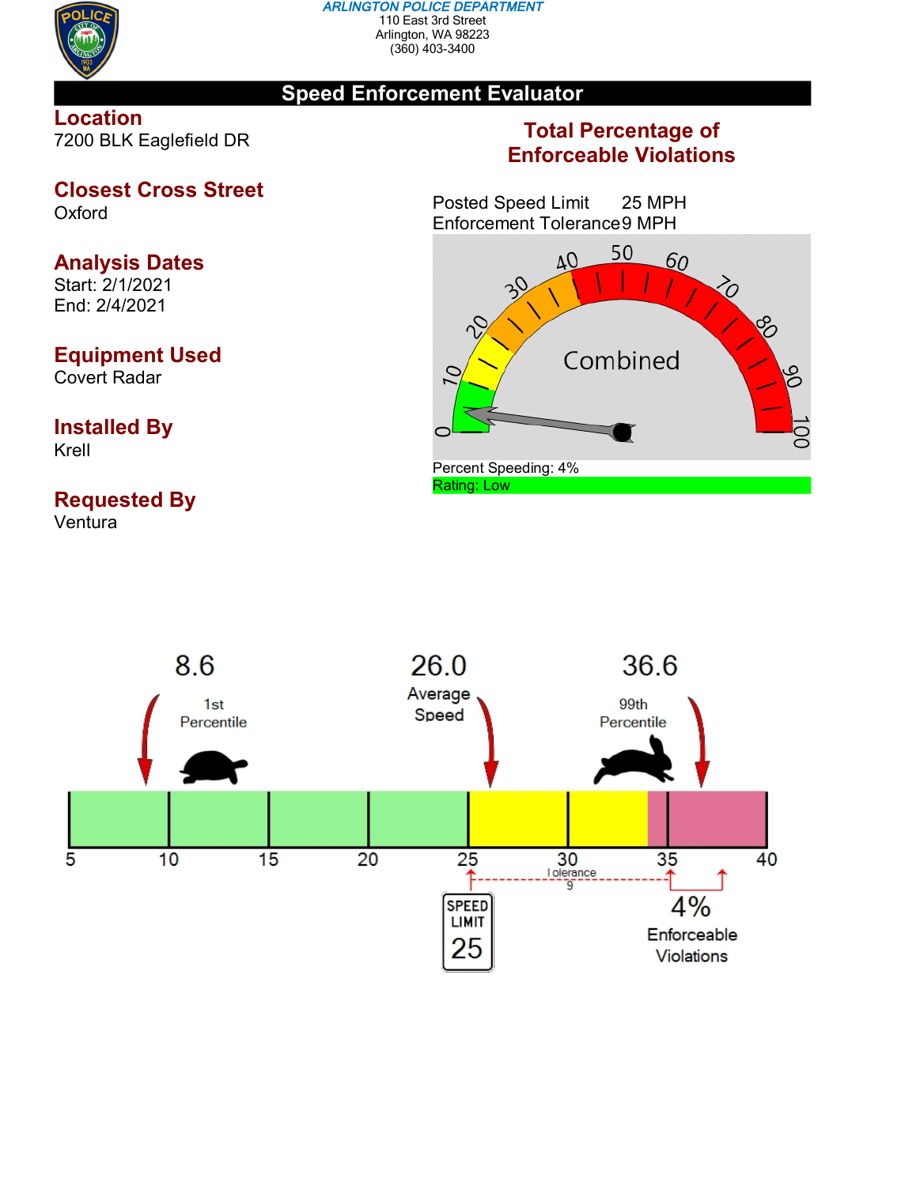**ARLINGTON POLICE DEPARTMENT**
110 East 3rd Street
Arlington, WA 98223
(360) 403-3400

# Speed Enforcement Evaluator

## Location
7200 BLK Eaglefield DR

## Closest Cross Street
Oxford

## Analysis Dates
Start: 2/1/2021
End: 2/4/2021

## Equipment Used
Covert Radar

## Installed By
Krell

## Requested By
Ventura

## Total Percentage of Enforceable Violations

Posted Speed Limit 25 MPH
Enforcement Tolerance 9 MPH

Combined

Percent Speeding: 4%
Rating: Low

8.6 — 1st Percentile

26.0 — Average Speed

36.6 — 99th Percentile

Tolerance 9

SPEED LIMIT 25

4% Enforceable Violations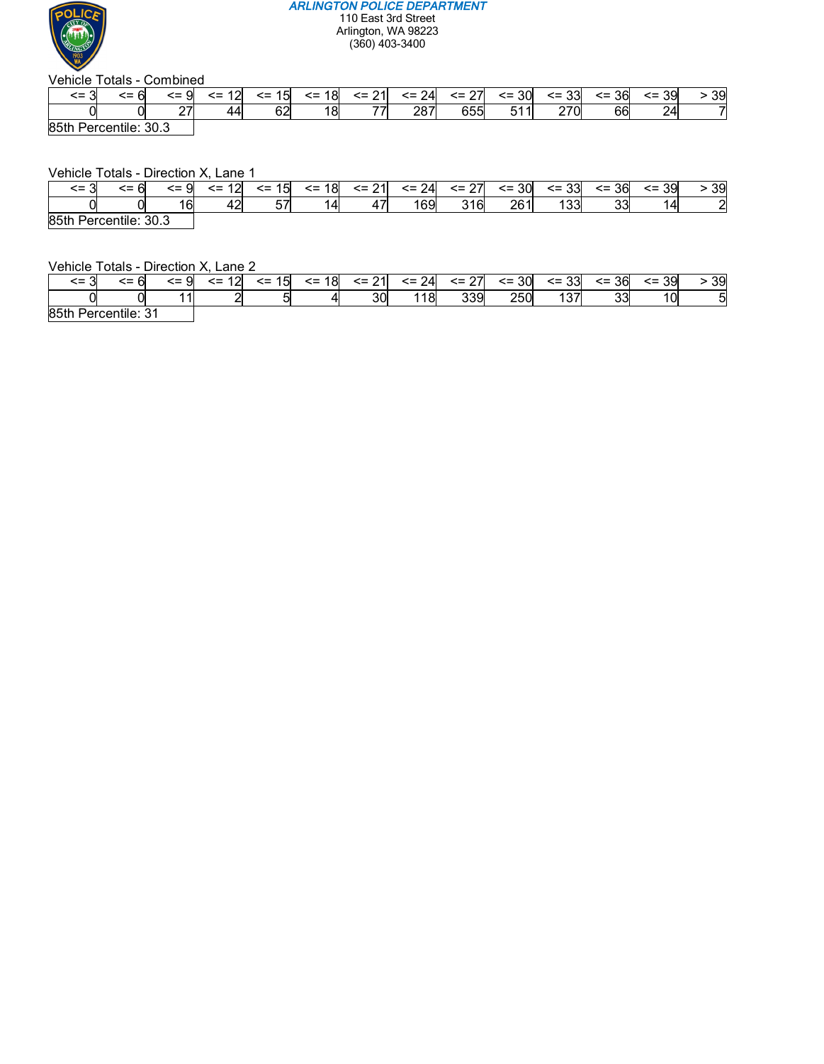**ARLINGTON POLICE DEPARTMENT**
110 East 3rd Street
Arlington, WA 98223
(360) 403-3400

Vehicle Totals - Combined

| <= 3 | <= 6 | <= 9 | <= 12 | <= 15 | <= 18 | <= 21 | <= 24 | <= 27 | <= 30 | <= 33 | <= 36 | <= 39 | > 39 |
|---|---|---|---|---|---|---|---|---|---|---|---|---|---|
| 0 | 0 | 27 | 44 | 62 | 18 | 77 | 287 | 655 | 511 | 270 | 66 | 24 | 7 |

85th Percentile: 30.3

Vehicle Totals - Direction X, Lane 1

| <= 3 | <= 6 | <= 9 | <= 12 | <= 15 | <= 18 | <= 21 | <= 24 | <= 27 | <= 30 | <= 33 | <= 36 | <= 39 | > 39 |
|---|---|---|---|---|---|---|---|---|---|---|---|---|---|
| 0 | 0 | 16 | 42 | 57 | 14 | 47 | 169 | 316 | 261 | 133 | 33 | 14 | 2 |

85th Percentile: 30.3

Vehicle Totals - Direction X, Lane 2

| <= 3 | <= 6 | <= 9 | <= 12 | <= 15 | <= 18 | <= 21 | <= 24 | <= 27 | <= 30 | <= 33 | <= 36 | <= 39 | > 39 |
|---|---|---|---|---|---|---|---|---|---|---|---|---|---|
| 0 | 0 | 11 | 2 | 5 | 4 | 30 | 118 | 339 | 250 | 137 | 33 | 10 | 5 |

85th Percentile: 31